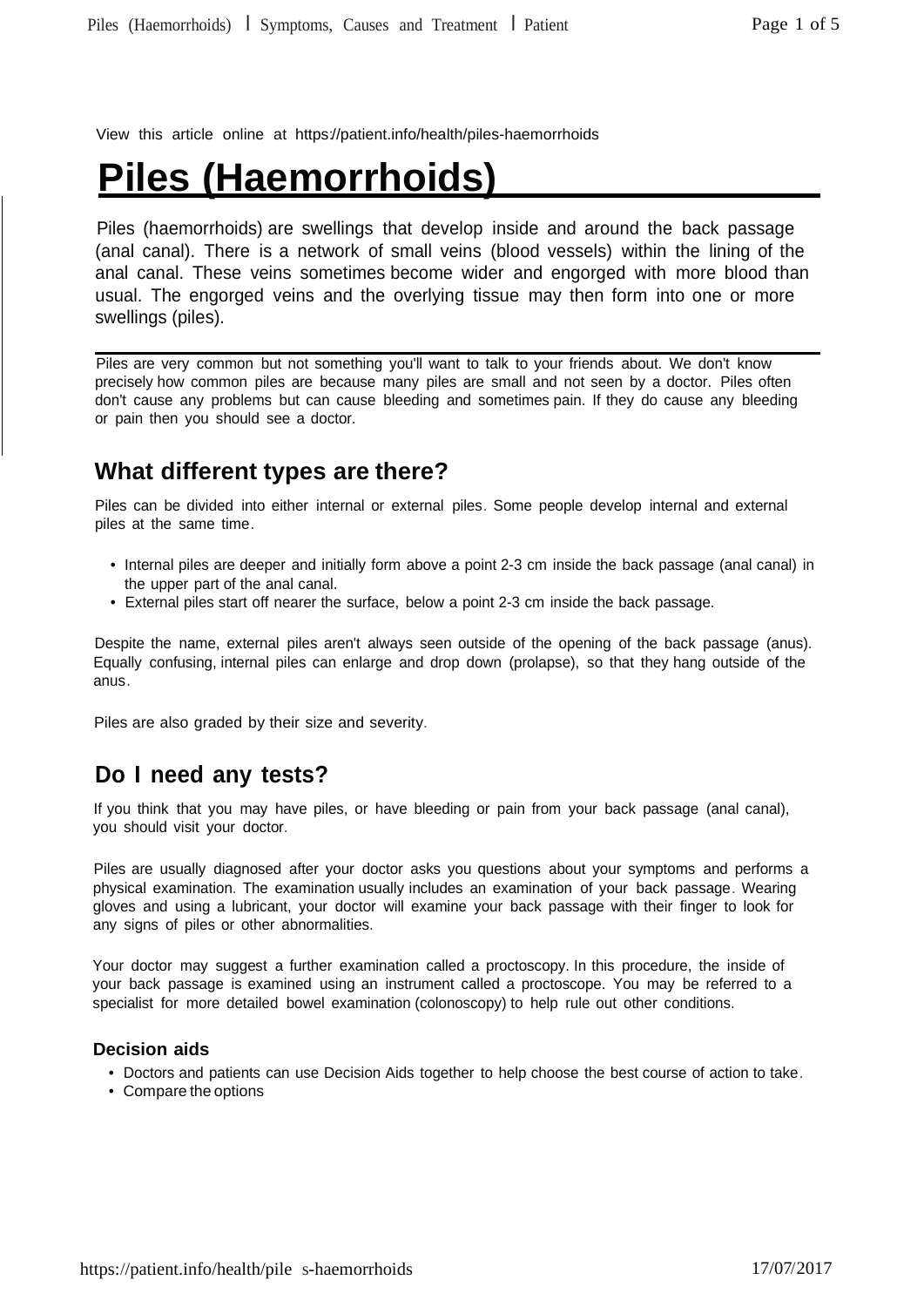View this article online at https://patient.info/health/piles-haemorrhoids

# Piles (Haemorrhoids)

Piles (haemorrhoids) are swellings that develop inside and around the back passage (anal canal). There is a network of small veins (blood vessels) within the lining of the anal canal. These veins sometimes become wider and engorged with more blood than usual. The engorged veins and the overlying tissue may then form into one or more swellings (piles).

Piles are very common but not something you'll want to talk to your friends about. We don't know precisely how common piles are because many piles are small and not seen by a doctor. Piles often don't cause any problems but can cause bleeding and sometimes pain. If they do cause any bleeding or pain then you should see a doctor.

## What different types are there?

Piles can be divided into either internal or external piles. Some people develop internal and external piles at the same time.

- Internal piles are deeper and initially form above a point 2-3 cm inside the back passage (anal canal) in the upper part of the anal canal.
- External piles start off nearer the surface, below a point 2-3 cm inside the back passage.

Despite the name, external piles aren't always seen outside of the opening of the back passage (anus). Equally confusing, internal piles can enlarge and drop down (prolapse), so that they hang outside of the anus.

Piles are also graded by their size and severity.

## Do I need any tests?

If you think that you may have piles, or have bleeding or pain from your back passage (anal canal), you should visit your doctor.

Piles are usually diagnosed after your doctor asks you questions about your symptoms and performs a physical examination. The examination usually includes an examination of your back passage. Wearing gloves and using a lubricant, your doctor will examine your back passage with their finger to look for any signs of piles or other abnormalities.

Your doctor may suggest a further examination called a proctoscopy. In this procedure, the inside of your back passage is examined using an instrument called a proctoscope. You may be referred to a specialist for more detailed bowel examination (colonoscopy) to help rule out other conditions.

### Decision aids

- Doctors and patients can use Decision Aids together to help choose the best course of action to take.
- Compare the options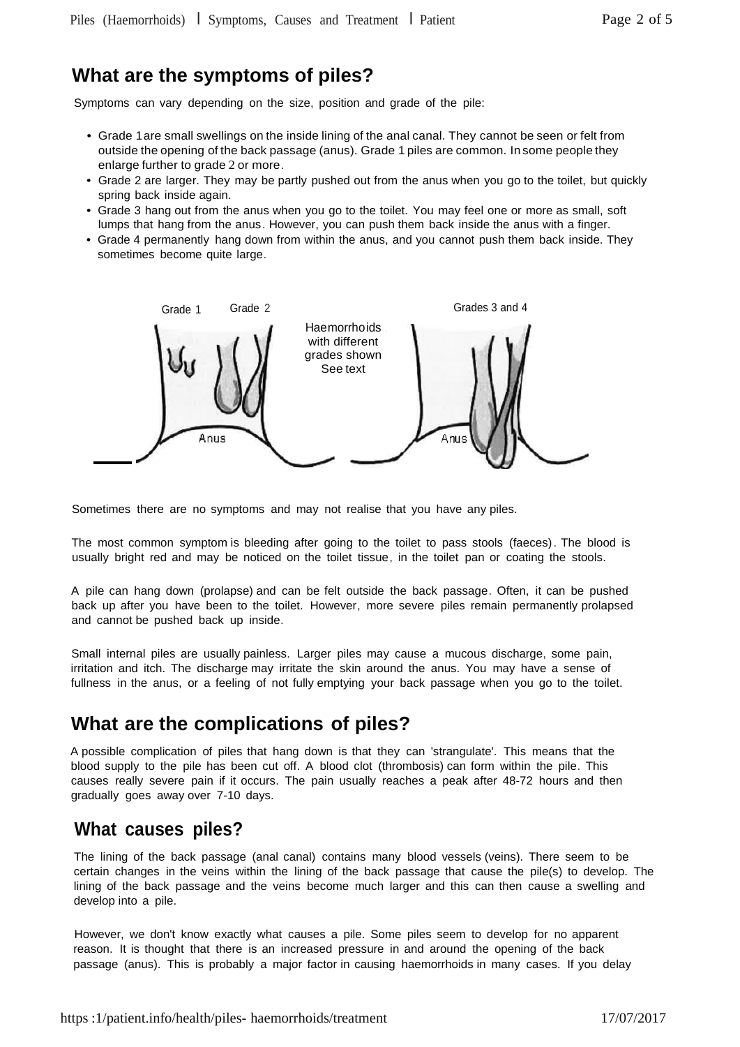## What are the symptoms of piles?

Symptoms can vary depending on the size, position and grade of the pile:

- Grade 1 are small swellings on the inside lining of the anal canal. They cannot be seen or felt from outside the opening of the back passage (anus). Grade 1 piles are common. In some people they enlarge further to grade 2 or more.
- Grade 2 are larger. They may be partly pushed out from the anus when you go to the toilet, but quickly spring back inside again.
- Grade 3 hang out from the anus when you go to the toilet. You may feel one or more as small, soft lumps that hang from the anus. However, you can push them back inside the anus with a finger.
- Grade 4 permanently hang down from within the anus, and you cannot push them back inside. They sometimes become quite large.

Grade 1 Grade 2 Haemorrhoids with different grades shown See text Grades 3 and 4

Anus Anus

Sometimes there are no symptoms and may not realise that you have any piles.

The most common symptom is bleeding after going to the toilet to pass stools (faeces). The blood is usually bright red and may be noticed on the toilet tissue, in the toilet pan or coating the stools.

A pile can hang down (prolapse) and can be felt outside the back passage. Often, it can be pushed back up after you have been to the toilet. However, more severe piles remain permanently prolapsed and cannot be pushed back up inside.

Small internal piles are usually painless. Larger piles may cause a mucous discharge, some pain, irritation and itch. The discharge may irritate the skin around the anus. You may have a sense of fullness in the anus, or a feeling of not fully emptying your back passage when you go to the toilet.

## What are the complications of piles?

A possible complication of piles that hang down is that they can 'strangulate'. This means that the blood supply to the pile has been cut off. A blood clot (thrombosis) can form within the pile. This causes really severe pain if it occurs. The pain usually reaches a peak after 48-72 hours and then gradually goes away over 7-10 days.

## What causes piles?

The lining of the back passage (anal canal) contains many blood vessels (veins). There seem to be certain changes in the veins within the lining of the back passage that cause the pile(s) to develop. The lining of the back passage and the veins become much larger and this can then cause a swelling and develop into a pile.

However, we don't know exactly what causes a pile. Some piles seem to develop for no apparent reason. It is thought that there is an increased pressure in and around the opening of the back passage (anus). This is probably a major factor in causing haemorrhoids in many cases. If you delay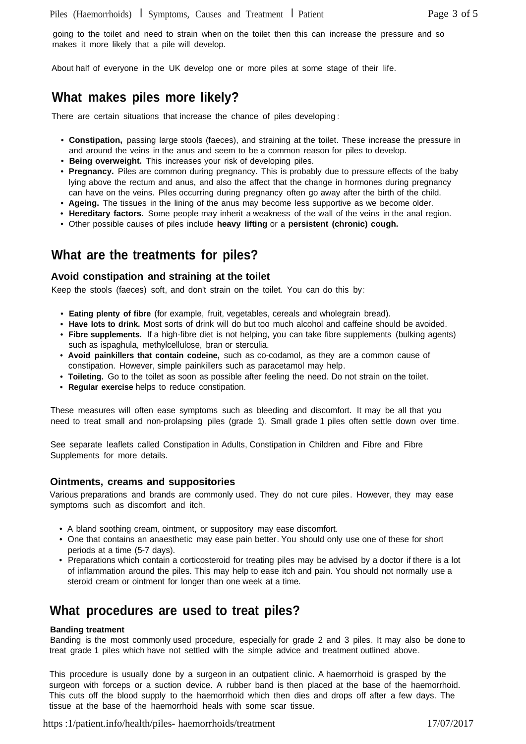going to the toilet and need to strain when on the toilet then this can increase the pressure and so makes it more likely that a pile will develop.

About half of everyone in the UK develop one or more piles at some stage of their life.

## What makes piles more likely?

There are certain situations that increase the chance of piles developing:

- **Constipation,** passing large stools (faeces), and straining at the toilet. These increase the pressure in and around the veins in the anus and seem to be a common reason for piles to develop.
- **Being overweight.** This increases your risk of developing piles.
- **Pregnancy.** Piles are common during pregnancy. This is probably due to pressure effects of the baby lying above the rectum and anus, and also the affect that the change in hormones during pregnancy can have on the veins. Piles occurring during pregnancy often go away after the birth of the child.
- **Ageing.** The tissues in the lining of the anus may become less supportive as we become older.
- **Hereditary factors.** Some people may inherit a weakness of the wall of the veins in the anal region.
- Other possible causes of piles include **heavy lifting** or a **persistent (chronic) cough.**

## What are the treatments for piles?

### Avoid constipation and straining at the toilet

Keep the stools (faeces) soft, and don't strain on the toilet. You can do this by:

- **Eating plenty of fibre** (for example, fruit, vegetables, cereals and wholegrain bread).
- **Have lots to drink.** Most sorts of drink will do but too much alcohol and caffeine should be avoided.
- **Fibre supplements.** If a high-fibre diet is not helping, you can take fibre supplements (bulking agents) such as ispaghula, methylcellulose, bran or sterculia.
- **Avoid painkillers that contain codeine,** such as co-codamol, as they are a common cause of constipation. However, simple painkillers such as paracetamol may help.
- **Toileting.** Go to the toilet as soon as possible after feeling the need. Do not strain on the toilet.
- **Regular exercise** helps to reduce constipation.

These measures will often ease symptoms such as bleeding and discomfort. It may be all that you need to treat small and non-prolapsing piles (grade 1). Small grade 1 piles often settle down over time.

See separate leaflets called Constipation in Adults, Constipation in Children and Fibre and Fibre Supplements for more details.

### Ointments, creams and suppositories

Various preparations and brands are commonly used. They do not cure piles. However, they may ease symptoms such as discomfort and itch.

- A bland soothing cream, ointment, or suppository may ease discomfort.
- One that contains an anaesthetic may ease pain better. You should only use one of these for short periods at a time (5-7 days).
- Preparations which contain a corticosteroid for treating piles may be advised by a doctor if there is a lot of inflammation around the piles. This may help to ease itch and pain. You should not normally use a steroid cream or ointment for longer than one week at a time.

## What procedures are used to treat piles?

#### Banding treatment

Banding is the most commonly used procedure, especially for grade 2 and 3 piles. It may also be done to treat grade 1 piles which have not settled with the simple advice and treatment outlined above.

This procedure is usually done by a surgeon in an outpatient clinic. A haemorrhoid is grasped by the surgeon with forceps or a suction device. A rubber band is then placed at the base of the haemorrhoid. This cuts off the blood supply to the haemorrhoid which then dies and drops off after a few days. The tissue at the base of the haemorrhoid heals with some scar tissue.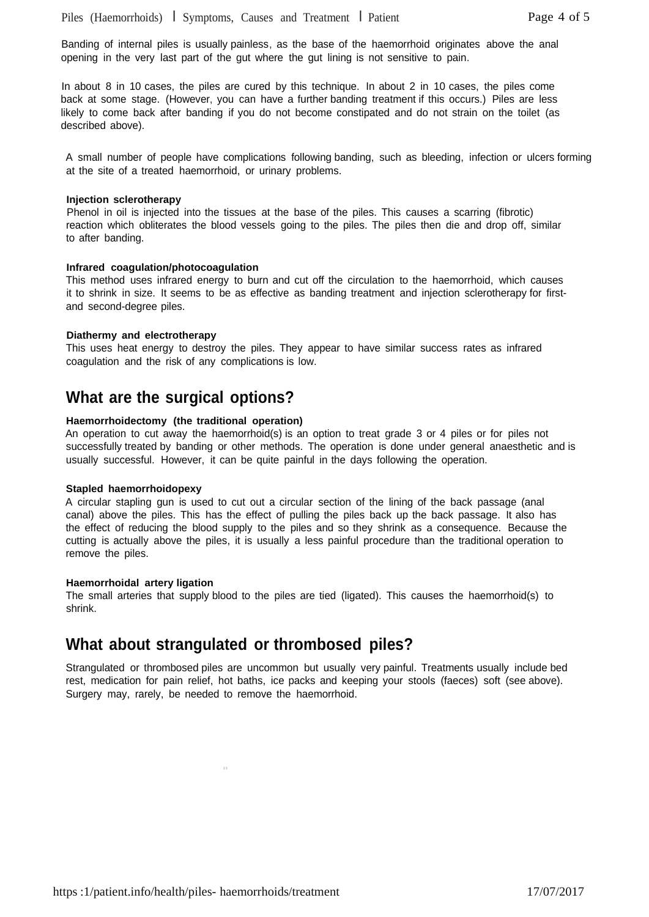Banding of internal piles is usually painless, as the base of the haemorrhoid originates above the anal opening in the very last part of the gut where the gut lining is not sensitive to pain.

In about 8 in 10 cases, the piles are cured by this technique. In about 2 in 10 cases, the piles come back at some stage. (However, you can have a further banding treatment if this occurs.) Piles are less likely to come back after banding if you do not become constipated and do not strain on the toilet (as described above).

A small number of people have complications following banding, such as bleeding, infection or ulcers forming at the site of a treated haemorrhoid, or urinary problems.

**Injection sclerotherapy**

Phenol in oil is injected into the tissues at the base of the piles. This causes a scarring (fibrotic) reaction which obliterates the blood vessels going to the piles. The piles then die and drop off, similar to after banding.

**Infrared coagulation/photocoagulation**

This method uses infrared energy to burn and cut off the circulation to the haemorrhoid, which causes it to shrink in size. It seems to be as effective as banding treatment and injection sclerotherapy for first- and second-degree piles.

**Diathermy and electrotherapy**

This uses heat energy to destroy the piles. They appear to have similar success rates as infrared coagulation and the risk of any complications is low.

## What are the surgical options?

**Haemorrhoidectomy (the traditional operation)**

An operation to cut away the haemorrhoid(s) is an option to treat grade 3 or 4 piles or for piles not successfully treated by banding or other methods. The operation is done under general anaesthetic and is usually successful. However, it can be quite painful in the days following the operation.

**Stapled haemorrhoidopexy**

A circular stapling gun is used to cut out a circular section of the lining of the back passage (anal canal) above the piles. This has the effect of pulling the piles back up the back passage. It also has the effect of reducing the blood supply to the piles and so they shrink as a consequence. Because the cutting is actually above the piles, it is usually a less painful procedure than the traditional operation to remove the piles.

**Haemorrhoidal artery ligation**

The small arteries that supply blood to the piles are tied (ligated). This causes the haemorrhoid(s) to shrink.

## What about strangulated or thrombosed piles?

Strangulated or thrombosed piles are uncommon but usually very painful. Treatments usually include bed rest, medication for pain relief, hot baths, ice packs and keeping your stools (faeces) soft (see above). Surgery may, rarely, be needed to remove the haemorrhoid.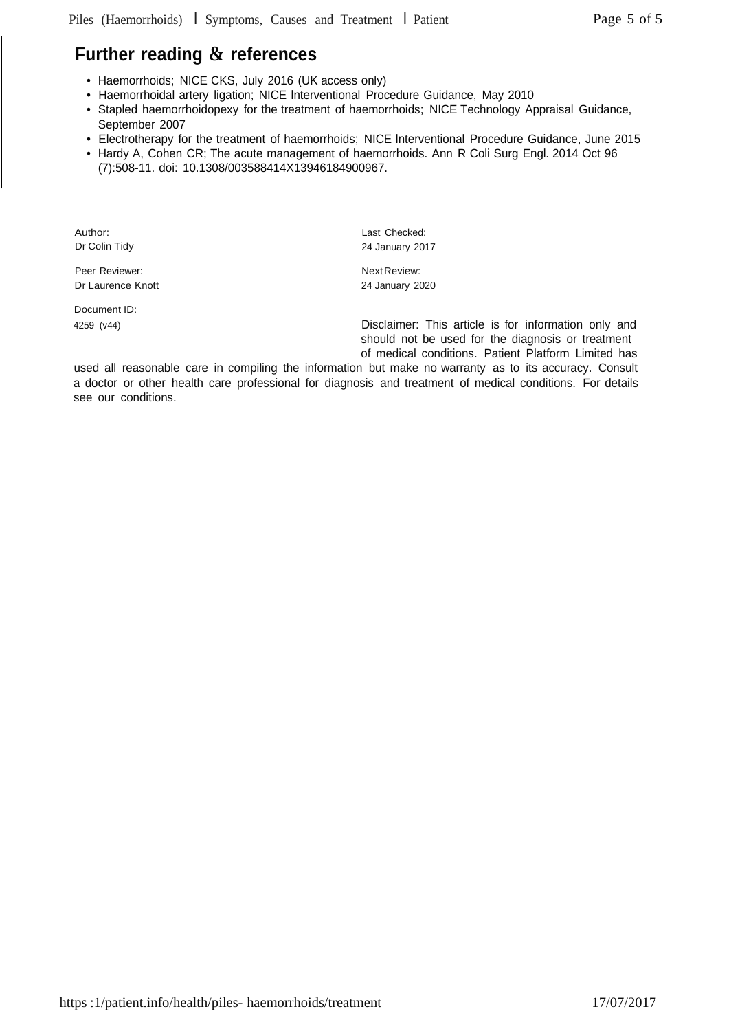## Further reading & references

- Haemorrhoids; NICE CKS, July 2016 (UK access only)
- Haemorrhoidal artery ligation; NICE lnterventional Procedure Guidance, May 2010
- Stapled haemorrhoidopexy for the treatment of haemorrhoids; NICE Technology Appraisal Guidance, September 2007
- Electrotherapy for the treatment of haemorrhoids; NICE lnterventional Procedure Guidance, June 2015
- Hardy A, Cohen CR; The acute management of haemorrhoids. Ann R Coli Surg Engl. 2014 Oct 96 (7):508-11. doi: 10.1308/003588414X13946184900967.

Author:
Dr Colin Tidy

Peer Reviewer:
Dr Laurence Knott

Document ID:
4259 (v44)

Last Checked:
24 January 2017

Next Review:
24 January 2020

Disclaimer: This article is for information only and should not be used for the diagnosis or treatment of medical conditions. Patient Platform Limited has used all reasonable care in compiling the information but make no warranty as to its accuracy. Consult a doctor or other health care professional for diagnosis and treatment of medical conditions. For details see our conditions.